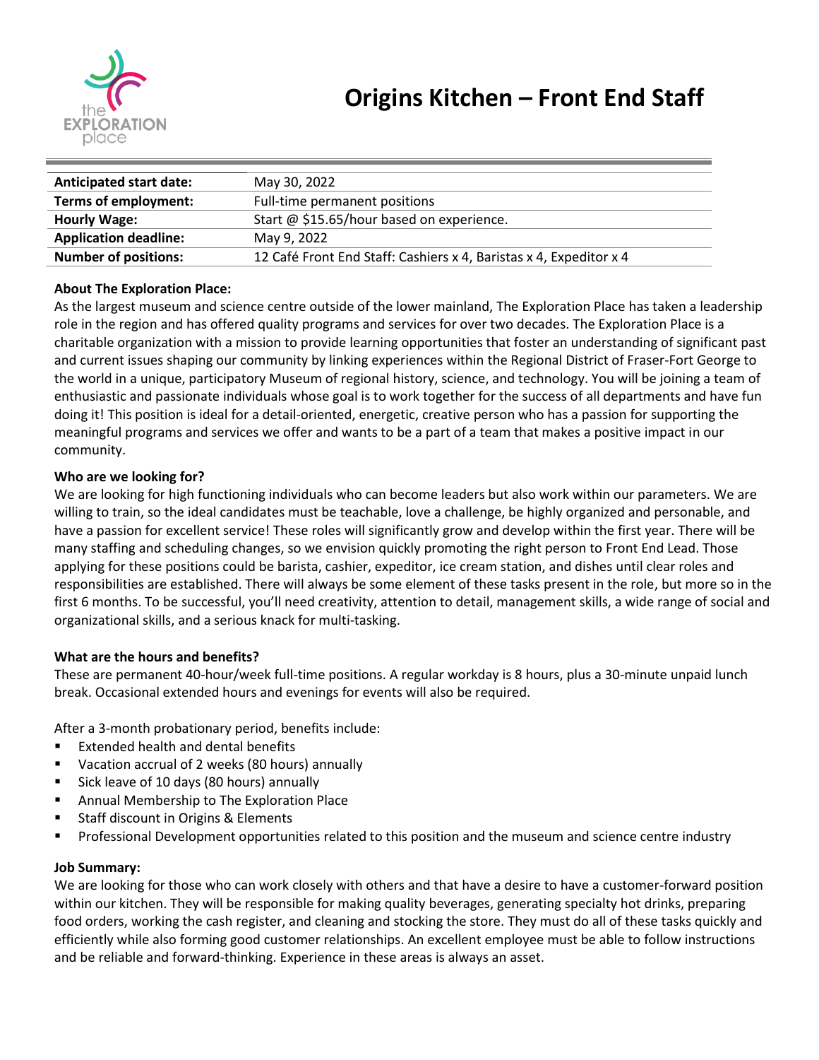# Origins Kitchen – Front End Staff

| | |
|---|---|
| **Anticipated start date:** | May 30, 2022 |
| **Terms of employment:** | Full-time permanent positions |
| **Hourly Wage:** | Start @ $15.65/hour based on experience. |
| **Application deadline:** | May 9, 2022 |
| **Number of positions:** | 12 Café Front End Staff: Cashiers x 4, Baristas x 4, Expeditor x 4 |

**About The Exploration Place:**

As the largest museum and science centre outside of the lower mainland, The Exploration Place has taken a leadership role in the region and has offered quality programs and services for over two decades. The Exploration Place is a charitable organization with a mission to provide learning opportunities that foster an understanding of significant past and current issues shaping our community by linking experiences within the Regional District of Fraser-Fort George to the world in a unique, participatory Museum of regional history, science, and technology. You will be joining a team of enthusiastic and passionate individuals whose goal is to work together for the success of all departments and have fun doing it! This position is ideal for a detail-oriented, energetic, creative person who has a passion for supporting the meaningful programs and services we offer and wants to be a part of a team that makes a positive impact in our community.

**Who are we looking for?**

We are looking for high functioning individuals who can become leaders but also work within our parameters. We are willing to train, so the ideal candidates must be teachable, love a challenge, be highly organized and personable, and have a passion for excellent service! These roles will significantly grow and develop within the first year. There will be many staffing and scheduling changes, so we envision quickly promoting the right person to Front End Lead. Those applying for these positions could be barista, cashier, expeditor, ice cream station, and dishes until clear roles and responsibilities are established. There will always be some element of these tasks present in the role, but more so in the first 6 months. To be successful, you'll need creativity, attention to detail, management skills, a wide range of social and organizational skills, and a serious knack for multi-tasking.

**What are the hours and benefits?**

These are permanent 40-hour/week full-time positions. A regular workday is 8 hours, plus a 30-minute unpaid lunch break. Occasional extended hours and evenings for events will also be required.

After a 3-month probationary period, benefits include:

- Extended health and dental benefits
- Vacation accrual of 2 weeks (80 hours) annually
- Sick leave of 10 days (80 hours) annually
- Annual Membership to The Exploration Place
- Staff discount in Origins & Elements
- Professional Development opportunities related to this position and the museum and science centre industry

**Job Summary:**

We are looking for those who can work closely with others and that have a desire to have a customer-forward position within our kitchen. They will be responsible for making quality beverages, generating specialty hot drinks, preparing food orders, working the cash register, and cleaning and stocking the store. They must do all of these tasks quickly and efficiently while also forming good customer relationships. An excellent employee must be able to follow instructions and be reliable and forward-thinking. Experience in these areas is always an asset.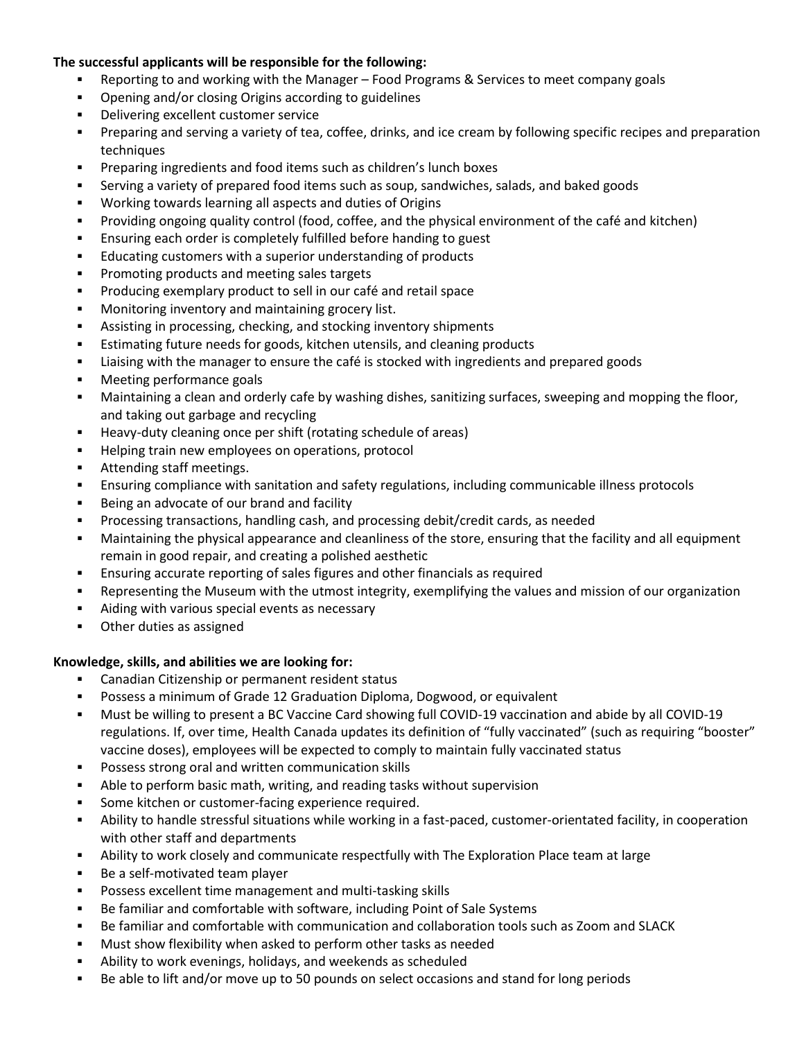**The successful applicants will be responsible for the following:**

- Reporting to and working with the Manager – Food Programs & Services to meet company goals
- Opening and/or closing Origins according to guidelines
- Delivering excellent customer service
- Preparing and serving a variety of tea, coffee, drinks, and ice cream by following specific recipes and preparation techniques
- Preparing ingredients and food items such as children's lunch boxes
- Serving a variety of prepared food items such as soup, sandwiches, salads, and baked goods
- Working towards learning all aspects and duties of Origins
- Providing ongoing quality control (food, coffee, and the physical environment of the café and kitchen)
- Ensuring each order is completely fulfilled before handing to guest
- Educating customers with a superior understanding of products
- Promoting products and meeting sales targets
- Producing exemplary product to sell in our café and retail space
- Monitoring inventory and maintaining grocery list.
- Assisting in processing, checking, and stocking inventory shipments
- Estimating future needs for goods, kitchen utensils, and cleaning products
- Liaising with the manager to ensure the café is stocked with ingredients and prepared goods
- Meeting performance goals
- Maintaining a clean and orderly cafe by washing dishes, sanitizing surfaces, sweeping and mopping the floor, and taking out garbage and recycling
- Heavy-duty cleaning once per shift (rotating schedule of areas)
- Helping train new employees on operations, protocol
- Attending staff meetings.
- Ensuring compliance with sanitation and safety regulations, including communicable illness protocols
- Being an advocate of our brand and facility
- Processing transactions, handling cash, and processing debit/credit cards, as needed
- Maintaining the physical appearance and cleanliness of the store, ensuring that the facility and all equipment remain in good repair, and creating a polished aesthetic
- Ensuring accurate reporting of sales figures and other financials as required
- Representing the Museum with the utmost integrity, exemplifying the values and mission of our organization
- Aiding with various special events as necessary
- Other duties as assigned

**Knowledge, skills, and abilities we are looking for:**

- Canadian Citizenship or permanent resident status
- Possess a minimum of Grade 12 Graduation Diploma, Dogwood, or equivalent
- Must be willing to present a BC Vaccine Card showing full COVID-19 vaccination and abide by all COVID-19 regulations. If, over time, Health Canada updates its definition of "fully vaccinated" (such as requiring "booster" vaccine doses), employees will be expected to comply to maintain fully vaccinated status
- Possess strong oral and written communication skills
- Able to perform basic math, writing, and reading tasks without supervision
- Some kitchen or customer-facing experience required.
- Ability to handle stressful situations while working in a fast-paced, customer-orientated facility, in cooperation with other staff and departments
- Ability to work closely and communicate respectfully with The Exploration Place team at large
- Be a self-motivated team player
- Possess excellent time management and multi-tasking skills
- Be familiar and comfortable with software, including Point of Sale Systems
- Be familiar and comfortable with communication and collaboration tools such as Zoom and SLACK
- Must show flexibility when asked to perform other tasks as needed
- Ability to work evenings, holidays, and weekends as scheduled
- Be able to lift and/or move up to 50 pounds on select occasions and stand for long periods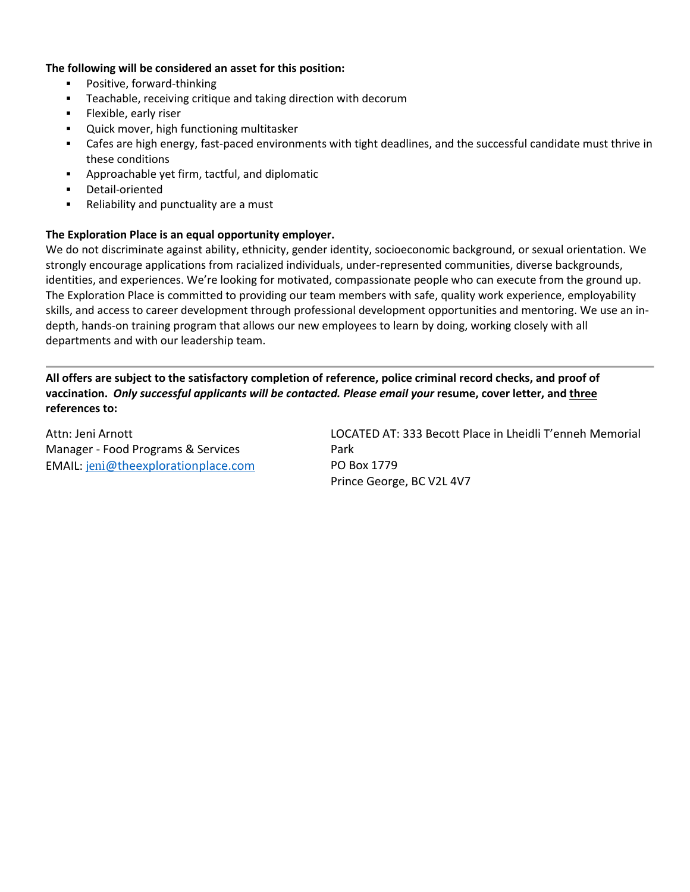**The following will be considered an asset for this position:**

- Positive, forward-thinking
- Teachable, receiving critique and taking direction with decorum
- Flexible, early riser
- Quick mover, high functioning multitasker
- Cafes are high energy, fast-paced environments with tight deadlines, and the successful candidate must thrive in these conditions
- Approachable yet firm, tactful, and diplomatic
- Detail-oriented
- Reliability and punctuality are a must

**The Exploration Place is an equal opportunity employer.**
We do not discriminate against ability, ethnicity, gender identity, socioeconomic background, or sexual orientation. We strongly encourage applications from racialized individuals, under-represented communities, diverse backgrounds, identities, and experiences. We're looking for motivated, compassionate people who can execute from the ground up. The Exploration Place is committed to providing our team members with safe, quality work experience, employability skills, and access to career development through professional development opportunities and mentoring. We use an in-depth, hands-on training program that allows our new employees to learn by doing, working closely with all departments and with our leadership team.

---

**All offers are subject to the satisfactory completion of reference, police criminal record checks, and proof of vaccination.** ***Only successful applicants will be contacted. Please email your*** **resume, cover letter, and <u>three</u> references to:**

Attn: Jeni Arnott
Manager - Food Programs & Services
EMAIL: jeni@theexplorationplace.com

LOCATED AT: 333 Becott Place in Lheidli T'enneh Memorial Park
PO Box 1779
Prince George, BC V2L 4V7